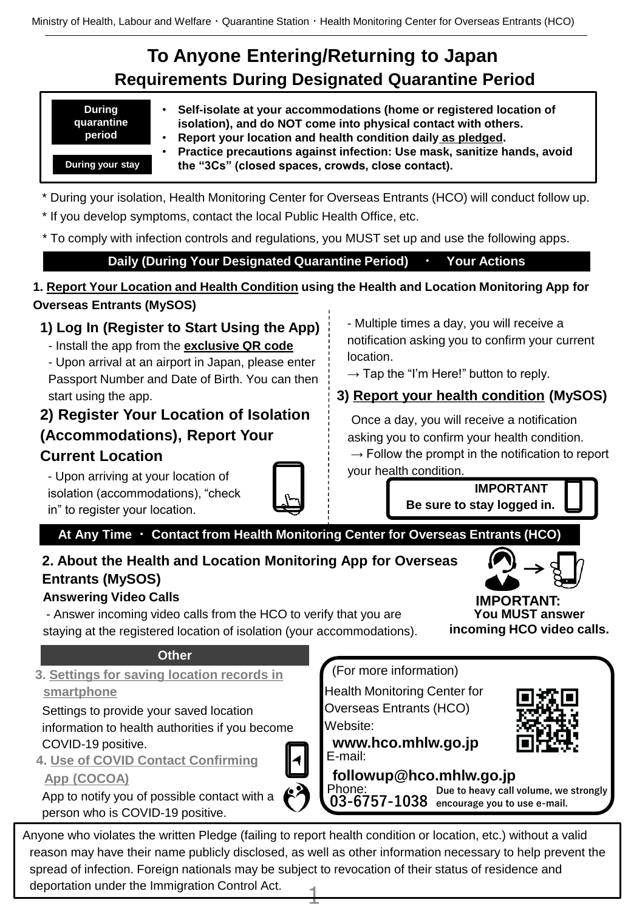Ministry of Health, Labour and Welfare・Quarantine Station・Health Monitoring Center for Overseas Entrants (HCO)

# To Anyone Entering/Returning to Japan

## Requirements During Designated Quarantine Period

**During quarantine period**

**During your stay**

- **Self-isolate at your accommodations (home or registered location of isolation), and do NOT come into physical contact with others.**
- **Report your location and health condition daily as pledged.**
- **Practice precautions against infection: Use mask, sanitize hands, avoid the "3Cs" (closed spaces, crowds, close contact).**

\* During your isolation, Health Monitoring Center for Overseas Entrants (HCO) will conduct follow up.

\* If you develop symptoms, contact the local Public Health Office, etc.

\* To comply with infection controls and regulations, you MUST set up and use the following apps.

### Daily (During Your Designated Quarantine Period) ・ Your Actions

**1. Report Your Location and Health Condition using the Health and Location Monitoring App for Overseas Entrants (MySOS)**

**1) Log In (Register to Start Using the App)**

- Install the app from the **exclusive QR code**
- Upon arrival at an airport in Japan, please enter Passport Number and Date of Birth. You can then start using the app.

**2) Register Your Location of Isolation (Accommodations), Report Your Current Location**

- Upon arriving at your location of isolation (accommodations), "check in" to register your location.
- Multiple times a day, you will receive a notification asking you to confirm your current location.
  → Tap the "I'm Here!" button to reply.

**3) Report your health condition (MySOS)**

Once a day, you will receive a notification asking you to confirm your health condition.
→ Follow the prompt in the notification to report your health condition.

**IMPORTANT**
**Be sure to stay logged in.**

### At Any Time ・ Contact from Health Monitoring Center for Overseas Entrants (HCO)

**2. About the Health and Location Monitoring App for Overseas Entrants (MySOS)**

**Answering Video Calls**

- Answer incoming video calls from the HCO to verify that you are staying at the registered location of isolation (your accommodations).

**IMPORTANT:**
**You MUST answer incoming HCO video calls.**

### Other

**3. Settings for saving location records in smartphone**

Settings to provide your saved location information to health authorities if you become COVID-19 positive.

**4. Use of COVID Contact Confirming App (COCOA)**

App to notify you of possible contact with a person who is COVID-19 positive.

(For more information)

Health Monitoring Center for Overseas Entrants (HCO)

Website:
**www.hco.mhlw.go.jp**

E-mail:
**followup@hco.mhlw.go.jp**

Phone:
**03-6757-1038**

**Due to heavy call volume, we strongly encourage you to use e-mail.**

Anyone who violates the written Pledge (failing to report health condition or location, etc.) without a valid reason may have their name publicly disclosed, as well as other information necessary to help prevent the spread of infection. Foreign nationals may be subject to revocation of their status of residence and deportation under the Immigration Control Act.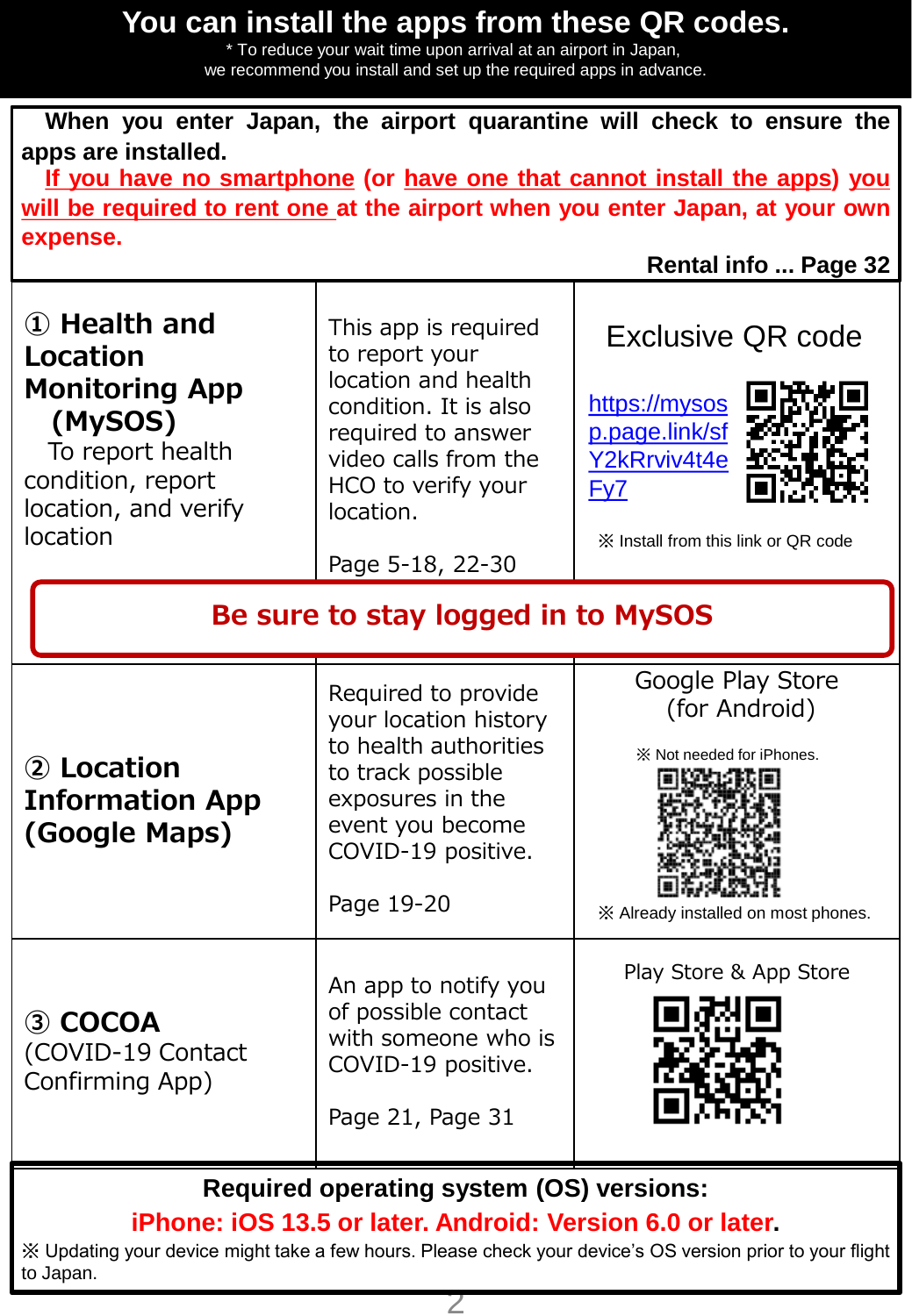# You can install the apps from these QR codes.

\* To reduce your wait time upon arrival at an airport in Japan, we recommend you install and set up the required apps in advance.

**When you enter Japan, the airport quarantine will check to ensure the apps are installed.**

**If you have no smartphone (or have one that cannot install the apps) you will be required to rent one at the airport when you enter Japan, at your own expense.**

**Rental info ... Page 32**

| App | Description | Install |
|---|---|---|
| **① Health and Location Monitoring App (MySOS)** To report health condition, report location, and verify location | This app is required to report your location and health condition. It is also required to answer video calls from the HCO to verify your location. Page 5-18, 22-30 | Exclusive QR code https://mysosp.page.link/sfY2kRrviv4t4eFy7 ※ Install from this link or QR code |
| **Be sure to stay logged in to MySOS** | | |
| **② Location Information App (Google Maps)** | Required to provide your location history to health authorities to track possible exposures in the event you become COVID-19 positive. Page 19-20 | Google Play Store (for Android) ※ Not needed for iPhones. ※ Already installed on most phones. |
| **③ COCOA** (COVID-19 Contact Confirming App) | An app to notify you of possible contact with someone who is COVID-19 positive. Page 21, Page 31 | Play Store & App Store |

**Required operating system (OS) versions:**

**iPhone: iOS 13.5 or later. Android: Version 6.0 or later.**

※ Updating your device might take a few hours. Please check your device's OS version prior to your flight to Japan.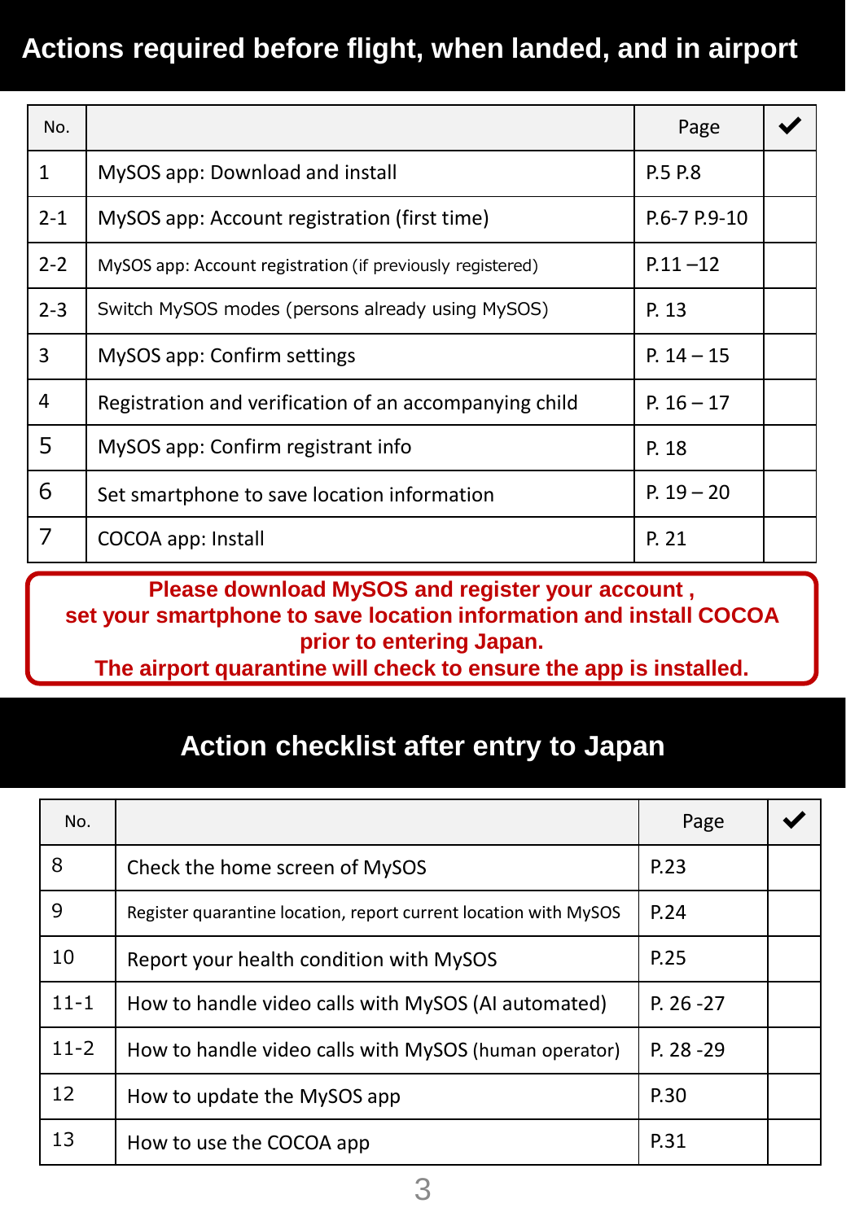# Actions required before flight, when landed, and in airport

| No. | | Page | ✔ |
|---|---|---|---|
| 1 | MySOS app: Download and install | P.5 P.8 | |
| 2-1 | MySOS app: Account registration (first time) | P.6-7 P.9-10 | |
| 2-2 | MySOS app: Account registration (if previously registered) | P.11 –12 | |
| 2-3 | Switch MySOS modes (persons already using MySOS) | P. 13 | |
| 3 | MySOS app: Confirm settings | P. 14 – 15 | |
| 4 | Registration and verification of an accompanying child | P. 16 – 17 | |
| 5 | MySOS app: Confirm registrant info | P. 18 | |
| 6 | Set smartphone to save location information | P. 19 – 20 | |
| 7 | COCOA app: Install | P. 21 | |

**Please download MySOS and register your account , set your smartphone to save location information and install COCOA prior to entering Japan. The airport quarantine will check to ensure the app is installed.**

# Action checklist after entry to Japan

| No. | | Page | ✔ |
|---|---|---|---|
| 8 | Check the home screen of MySOS | P.23 | |
| 9 | Register quarantine location, report current location with MySOS | P.24 | |
| 10 | Report your health condition with MySOS | P.25 | |
| 11-1 | How to handle video calls with MySOS (AI automated) | P. 26 -27 | |
| 11-2 | How to handle video calls with MySOS (human operator) | P. 28 -29 | |
| 12 | How to update the MySOS app | P.30 | |
| 13 | How to use the COCOA app | P.31 | |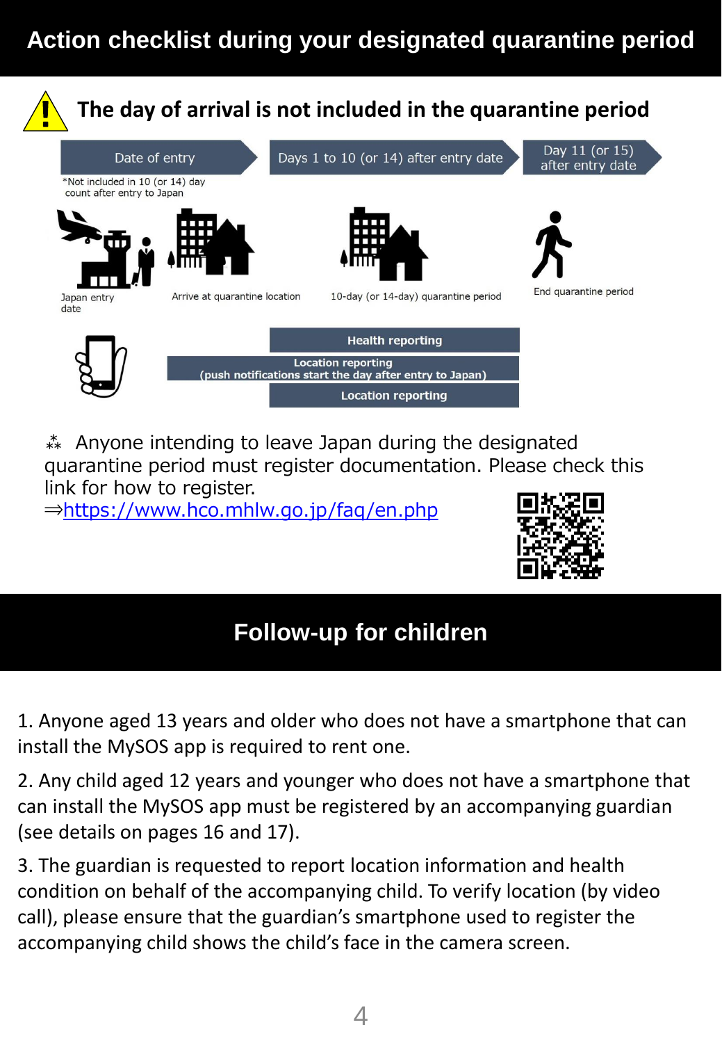# Action checklist during your designated quarantine period

## The day of arrival is not included in the quarantine period

Date of entry

*Not included in 10 (or 14) day count after entry to Japan

Days 1 to 10 (or 14) after entry date

Day 11 (or 15) after entry date

Japan entry date

Arrive at quarantine location

10-day (or 14-day) quarantine period

End quarantine period

Health reporting

Location reporting
(push notifications start the day after entry to Japan)

Location reporting

⁂ Anyone intending to leave Japan during the designated quarantine period must register documentation. Please check this link for how to register.
⇒https://www.hco.mhlw.go.jp/faq/en.php

# Follow-up for children

1. Anyone aged 13 years and older who does not have a smartphone that can install the MySOS app is required to rent one.

2. Any child aged 12 years and younger who does not have a smartphone that can install the MySOS app must be registered by an accompanying guardian (see details on pages 16 and 17).

3. The guardian is requested to report location information and health condition on behalf of the accompanying child. To verify location (by video call), please ensure that the guardian's smartphone used to register the accompanying child shows the child's face in the camera screen.